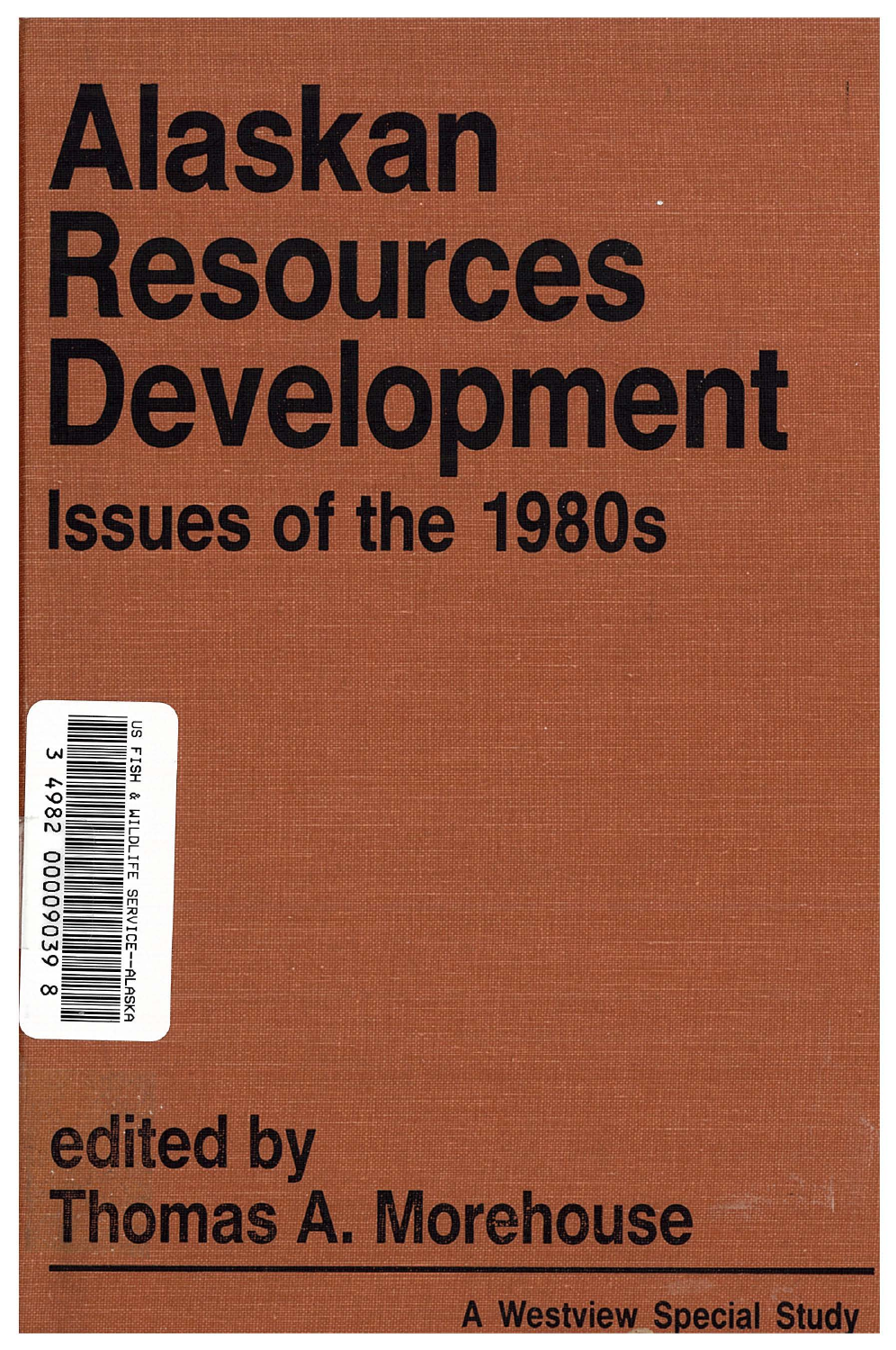# Alaskan Resources Development

## Issues of the 1980s

US FISH & WILDLIFE SERVICE--ALASKA

3 4982 00009039 8

edited by
Thomas A. Morehouse

A Westview Special Study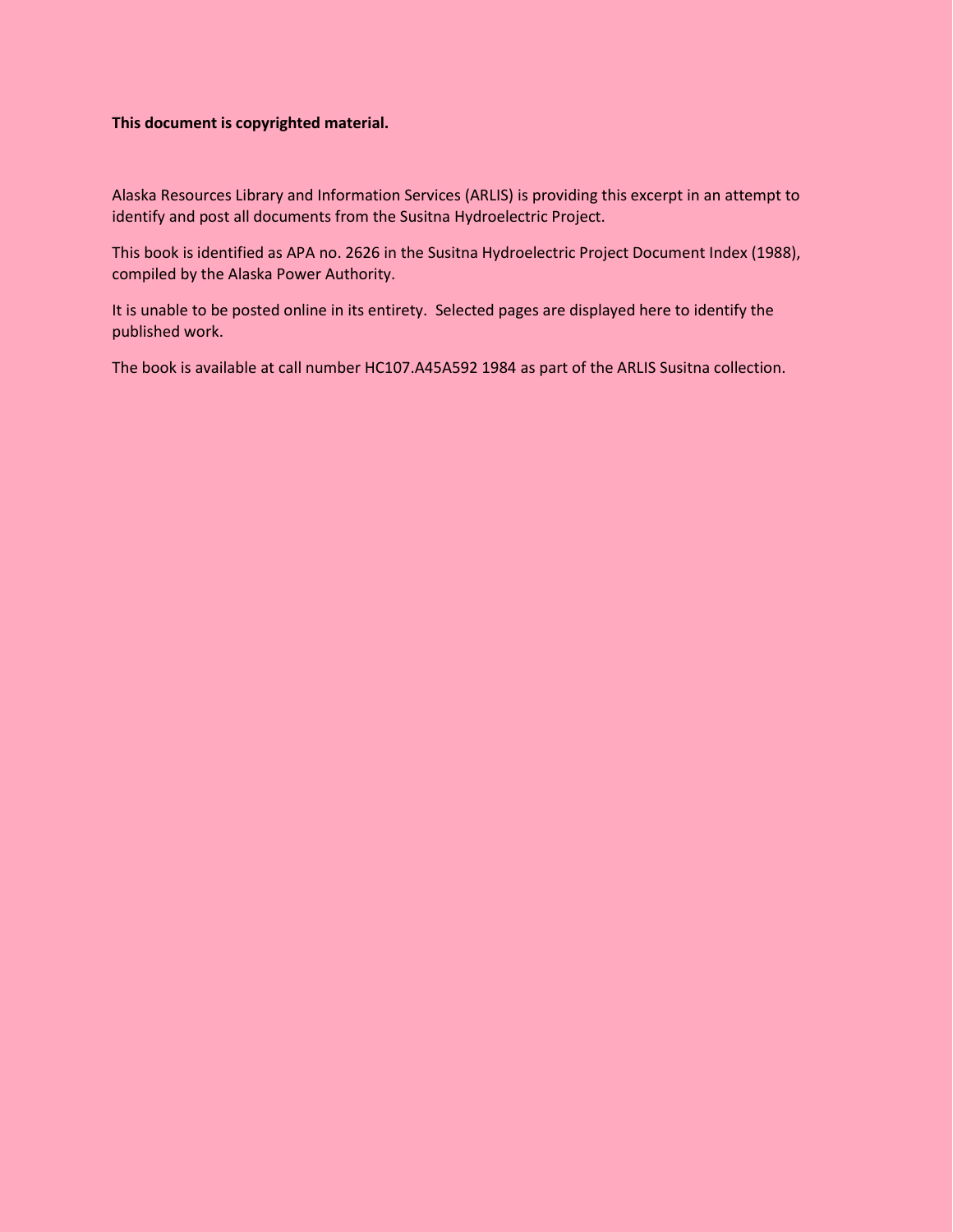**This document is copyrighted material.**

Alaska Resources Library and Information Services (ARLIS) is providing this excerpt in an attempt to identify and post all documents from the Susitna Hydroelectric Project.

This book is identified as APA no. 2626 in the Susitna Hydroelectric Project Document Index (1988), compiled by the Alaska Power Authority.

It is unable to be posted online in its entirety. Selected pages are displayed here to identify the published work.

The book is available at call number HC107.A45A592 1984 as part of the ARLIS Susitna collection.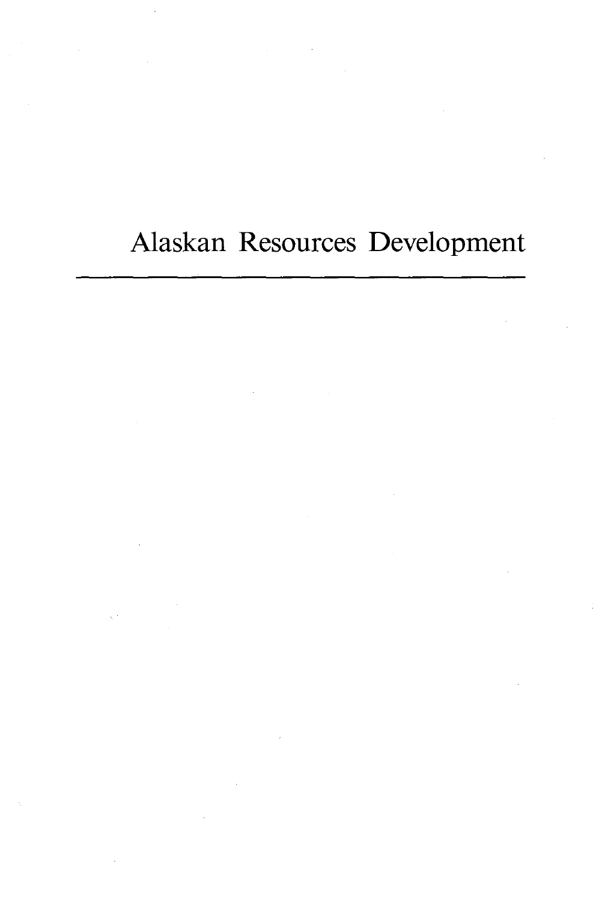# Alaskan Resources Development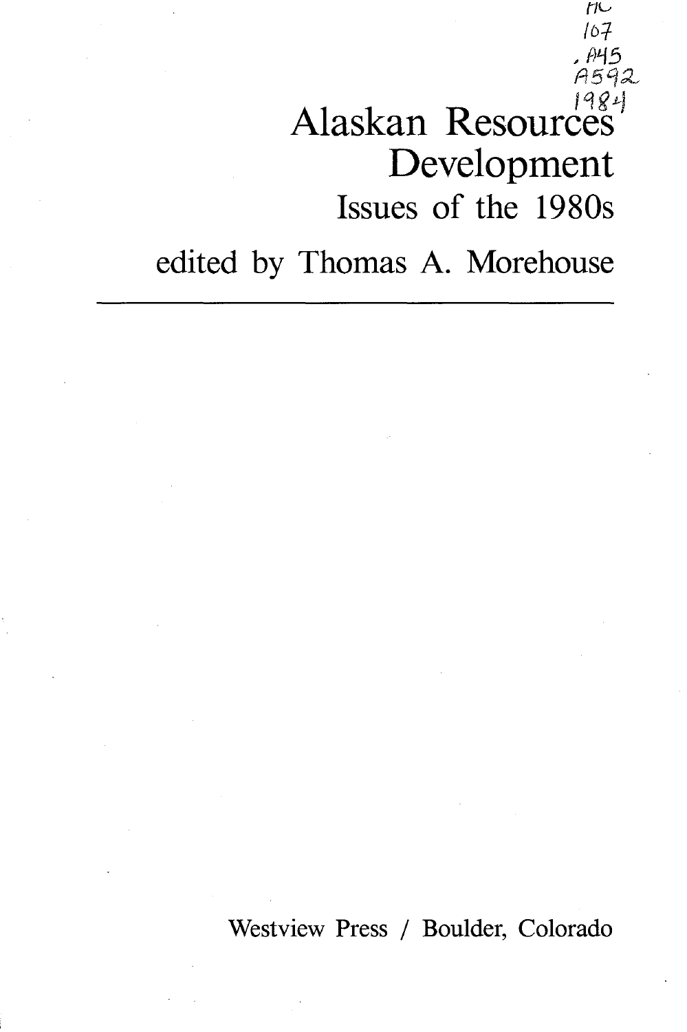HC
107
.A45
A592
1984

# Alaskan Resources Development

## Issues of the 1980s

edited by Thomas A. Morehouse

Westview Press / Boulder, Colorado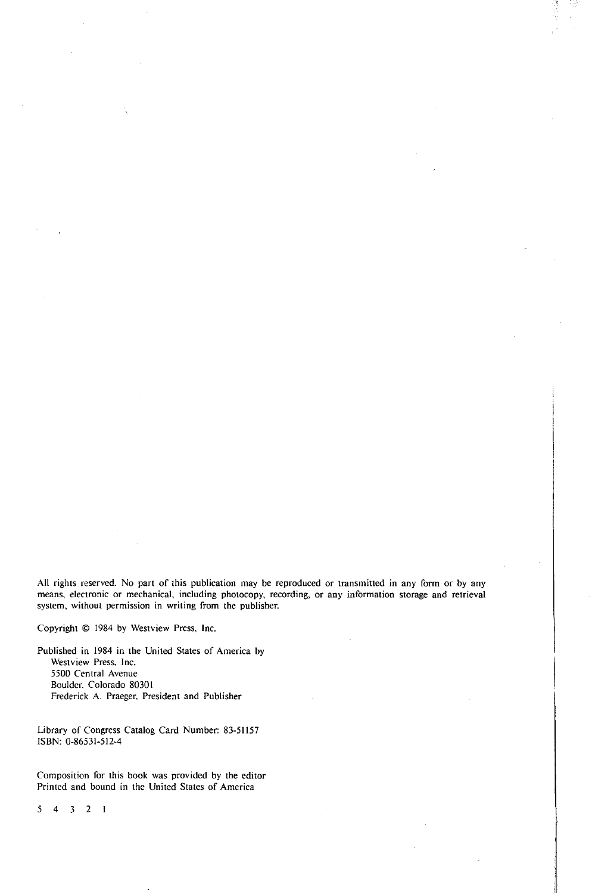All rights reserved. No part of this publication may be reproduced or transmitted in any form or by any means, electronic or mechanical, including photocopy, recording, or any information storage and retrieval system, without permission in writing from the publisher.

Copyright © 1984 by Westview Press, Inc.

Published in 1984 in the United States of America by
Westview Press, Inc.
5500 Central Avenue
Boulder, Colorado 80301
Frederick A. Praeger, President and Publisher

Library of Congress Catalog Card Number: 83-51157
ISBN: 0-86531-512-4

Composition for this book was provided by the editor
Printed and bound in the United States of America

5 4 3 2 1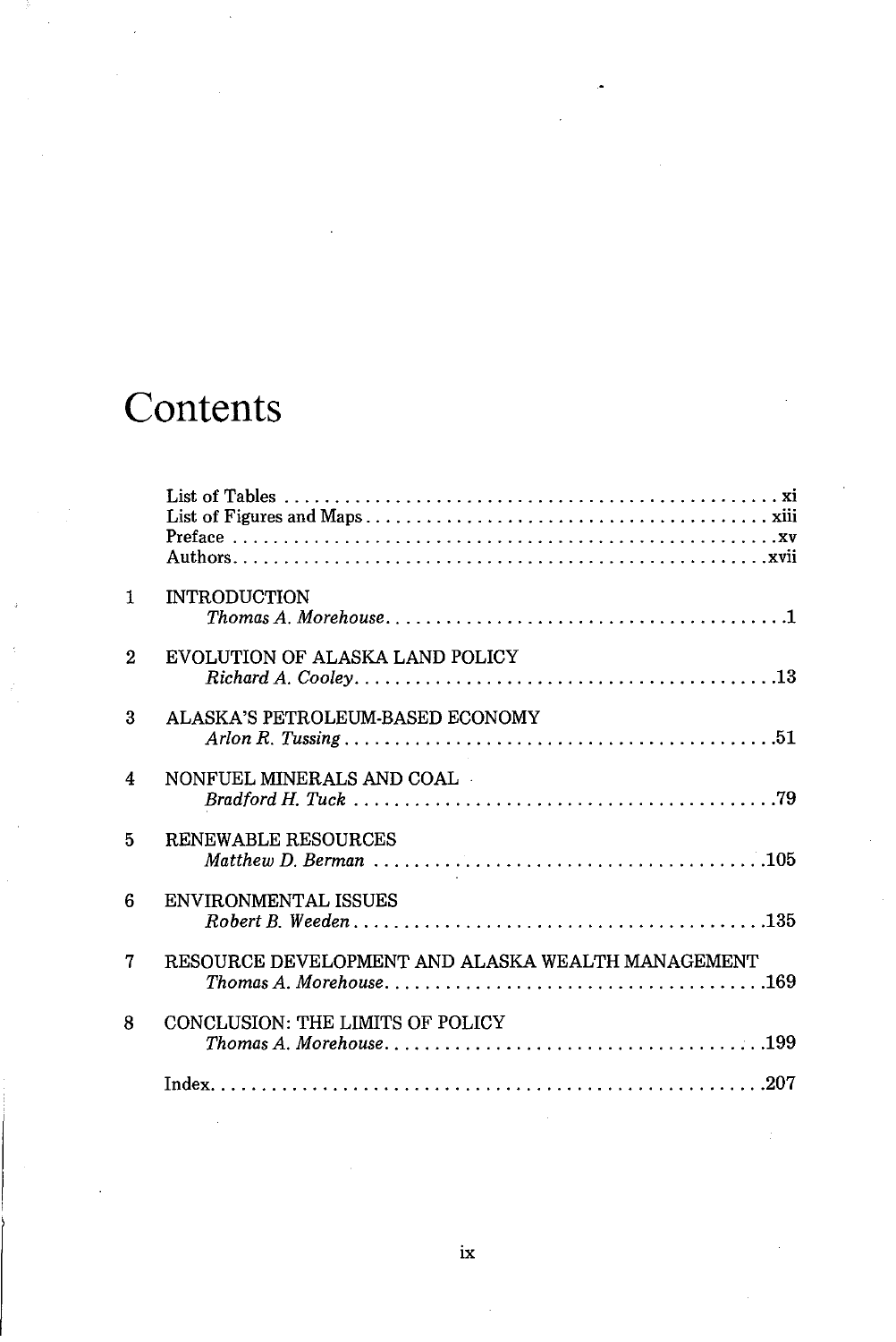# Contents

List of Tables . . . . . . . . . . xi
List of Figures and Maps . . . . . . . . . . xiii
Preface . . . . . . . . . . xv
Authors . . . . . . . . . . xvii

1 INTRODUCTION
*Thomas A. Morehouse* . . . . . . . . . . 1

2 EVOLUTION OF ALASKA LAND POLICY
*Richard A. Cooley* . . . . . . . . . . 13

3 ALASKA'S PETROLEUM-BASED ECONOMY
*Arlon R. Tussing* . . . . . . . . . . 51

4 NONFUEL MINERALS AND COAL
*Bradford H. Tuck* . . . . . . . . . . 79

5 RENEWABLE RESOURCES
*Matthew D. Berman* . . . . . . . . . . 105

6 ENVIRONMENTAL ISSUES
*Robert B. Weeden* . . . . . . . . . . 135

7 RESOURCE DEVELOPMENT AND ALASKA WEALTH MANAGEMENT
*Thomas A. Morehouse* . . . . . . . . . . 169

8 CONCLUSION: THE LIMITS OF POLICY
*Thomas A. Morehouse* . . . . . . . . . . 199

Index . . . . . . . . . . 207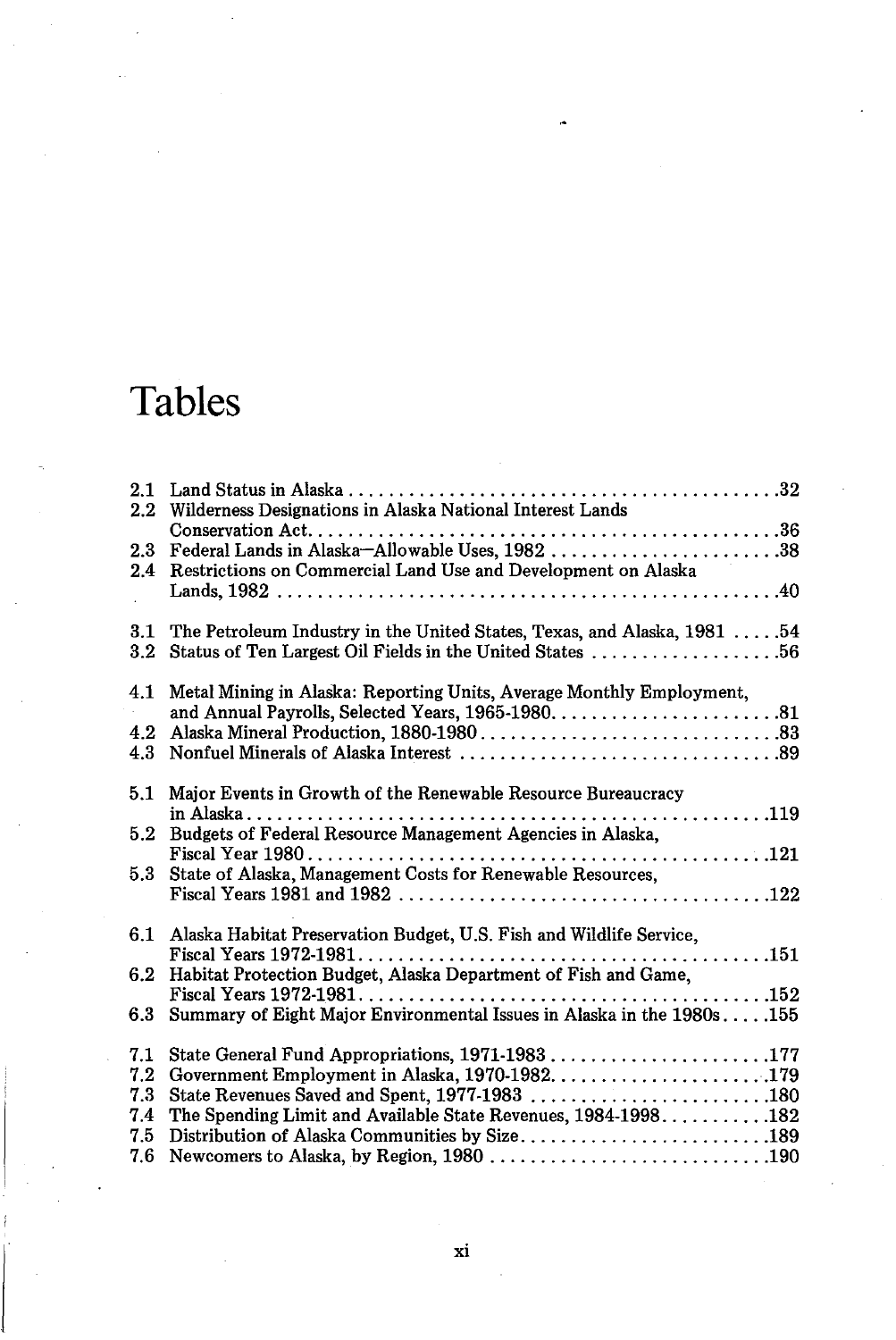# Tables

2.1 Land Status in Alaska .......................................... 32
2.2 Wilderness Designations in Alaska National Interest Lands Conservation Act .......................................... 36
2.3 Federal Lands in Alaska—Allowable Uses, 1982 .......................................... 38
2.4 Restrictions on Commercial Land Use and Development on Alaska Lands, 1982 .......................................... 40

3.1 The Petroleum Industry in the United States, Texas, and Alaska, 1981 .......... 54
3.2 Status of Ten Largest Oil Fields in the United States .......................................... 56

4.1 Metal Mining in Alaska: Reporting Units, Average Monthly Employment, and Annual Payrolls, Selected Years, 1965-1980 .......................................... 81
4.2 Alaska Mineral Production, 1880-1980 .......................................... 83
4.3 Nonfuel Minerals of Alaska Interest .......................................... 89

5.1 Major Events in Growth of the Renewable Resource Bureaucracy in Alaska .......................................... 119
5.2 Budgets of Federal Resource Management Agencies in Alaska, Fiscal Year 1980 .......................................... 121
5.3 State of Alaska, Management Costs for Renewable Resources, Fiscal Years 1981 and 1982 .......................................... 122

6.1 Alaska Habitat Preservation Budget, U.S. Fish and Wildlife Service, Fiscal Years 1972-1981 .......................................... 151
6.2 Habitat Protection Budget, Alaska Department of Fish and Game, Fiscal Years 1972-1981 .......................................... 152
6.3 Summary of Eight Major Environmental Issues in Alaska in the 1980s .......... 155

7.1 State General Fund Appropriations, 1971-1983 .......................................... 177
7.2 Government Employment in Alaska, 1970-1982 .......................................... 179
7.3 State Revenues Saved and Spent, 1977-1983 .......................................... 180
7.4 The Spending Limit and Available State Revenues, 1984-1998 .......................................... 182
7.5 Distribution of Alaska Communities by Size .......................................... 189
7.6 Newcomers to Alaska, by Region, 1980 .......................................... 190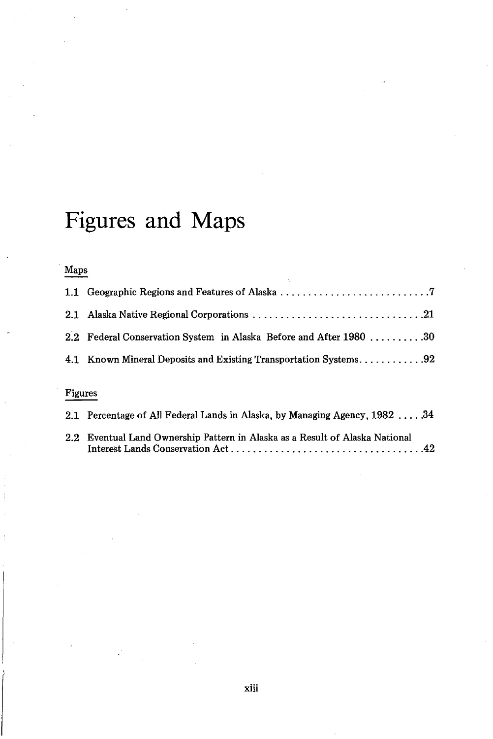# Figures and Maps

Maps

1.1 Geographic Regions and Features of Alaska . . . . . . . . . . . . . . . . . . . . . . . . . . . 7

2.1 Alaska Native Regional Corporations . . . . . . . . . . . . . . . . . . . . . . . . . . . . . . . 21

2.2 Federal Conservation System in Alaska Before and After 1980 . . . . . . . . . . 30

4.1 Known Mineral Deposits and Existing Transportation Systems. . . . . . . . . . . 92

Figures

2.1 Percentage of All Federal Lands in Alaska, by Managing Agency, 1982 . . . . . 34

2.2 Eventual Land Ownership Pattern in Alaska as a Result of Alaska National Interest Lands Conservation Act . . . . . . . . . . . . . . . . . . . . . . . . . . . . . . . . . . . 42